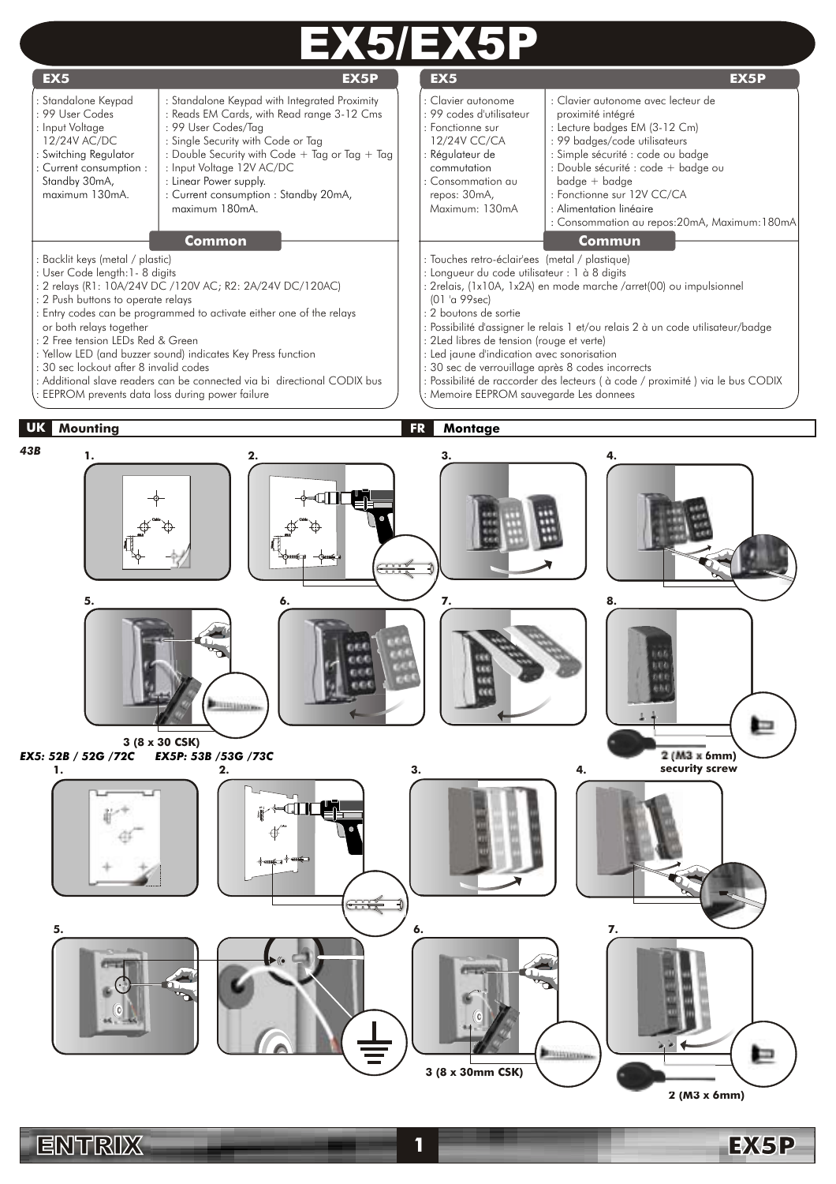# EX5/EX5P

| EX5 | EX5P |
|---|---|
| : Standalone Keypad<br>: 99 User Codes<br>: Input Voltage 12/24V AC/DC<br>: Switching Regulator<br>: Current consumption : Standby 30mA, maximum 130mA. | : Standalone Keypad with Integrated Proximity<br>: Reads EM Cards, with Read range 3-12 Cms<br>: 99 User Codes/Tag<br>: Single Security with Code or Tag<br>: Double Security with Code + Tag or Tag + Tag<br>: Input Voltage 12V AC/DC<br>: Linear Power supply.<br>: Current consumption : Standby 20mA, maximum 180mA. |

### Common

: Backlit keys (metal / plastic)
: User Code length:1- 8 digits
: 2 relays (R1: 10A/24V DC /120V AC; R2: 2A/24V DC/120AC)
: 2 Push buttons to operate relays
: Entry codes can be programmed to activate either one of the relays or both relays together
: 2 Free tension LEDs Red & Green
: Yellow LED (and buzzer sound) indicates Key Press function
: 30 sec lockout after 8 invalid codes
: Additional slave readers can be connected via bi directional CODIX bus
: EEPROM prevents data loss during power failure

| EX5 | EX5P |
|---|---|
| : Clavier autonome<br>: 99 codes d'utilisateur<br>: Fonctionne sur 12/24V CC/CA<br>: Régulateur de commutation<br>: Consommation au repos: 30mA, Maximum: 130mA | : Clavier autonome avec lecteur de proximité intégré<br>: Lecture badges EM (3-12 Cm)<br>: 99 badges/code utilisateurs<br>: Simple sécurité : code ou badge<br>: Double sécurité : code + badge ou badge + badge<br>: Fonctionne sur 12V CC/CA<br>: Alimentation linéaire<br>: Consommation au repos:20mA, Maximum:180mA |

### Commun

: Touches retro-éclair'ees (metal / plastique)
: Longueur du code utilisateur : 1 à 8 digits
: 2relais, (1x10A, 1x2A) en mode marche /arret(00) ou impulsionnel (01 'a 99sec)
: 2 boutons de sortie
: Possibilité d'assigner le relais 1 et/ou relais 2 à un code utilisateur/badge
: 2Led libres de tension (rouge et verte)
: Led jaune d'indication avec sonorisation
: 30 sec de verrouillage après 8 codes incorrects
: Possibilité de raccorder des lecteurs ( à code / proximité ) via le bus CODIX
: Memoire EEPROM sauvegarde Les donnees

## UK Mounting / FR Montage

*43B*

1. 2. 3. 4. 5. 6. 7. 8.

3 (8 x 30 CSK)

2 (M3 x 6mm) security screw

*EX5: 52B / 52G /72C EX5P: 53B /53G /73C*

1. 2. 3. 4. 5. 6. 7.

3 (8 x 30mm CSK)

2 (M3 x 6mm)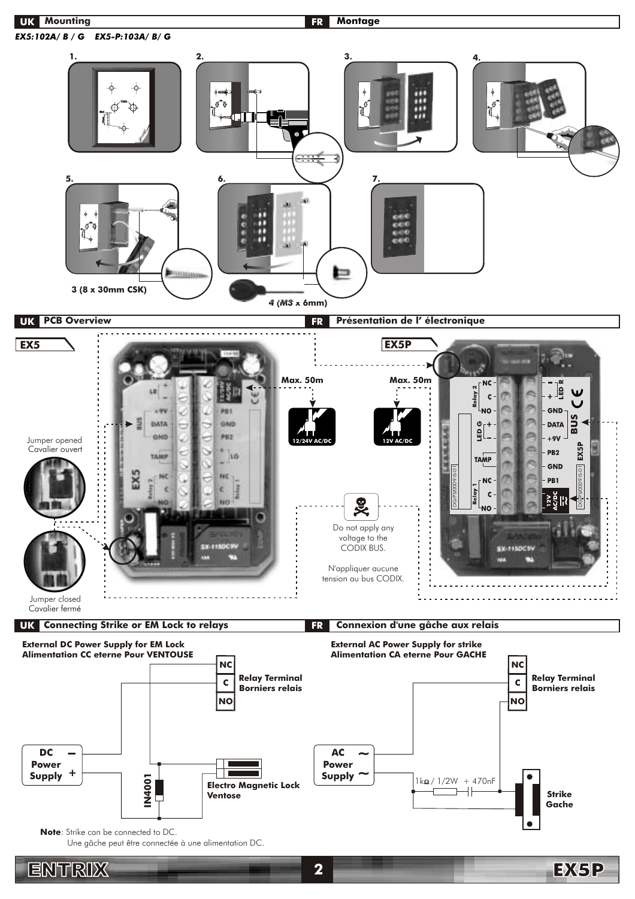## UK Mounting / FR Montage

*EX5:102A/ B / G EX5-P:103A/ B/ G*

1. 2. 3. 4. 5. 6. 7.

3 (8 x 30mm CSK)

4 (M3 x 6mm)

## UK PCB Overview / FR Présentation de l' électronique

**EX5**

**EX5P**

Jumper opened
Cavalier ouvert

Jumper closed
Cavalier fermé

Max. 50m — 12/24V AC/DC

Max. 50m — 12V AC/DC

Do not apply any voltage to the CODIX BUS.

N'appliquer aucune tension au bus CODIX.

## UK Connecting Strike or EM Lock to relays / FR Connexion d'une gâche aux relais

**External DC Power Supply for EM Lock**
**Alimentation CC eterne Pour VENTOUSE**

DC Power Supply (– / +), Relay Terminal / Borniers relais (NC, C, NO), IN4001, Electro Magnetic Lock / Ventose

**External AC Power Supply for strike**
**Alimentation CA eterne Pour GACHE**

AC Power Supply (~ / ~), Relay Terminal / Borniers relais (NC, C, NO), 1kΩ / 1/2W + 470nF, Strike / Gache

**Note**: Strike can be connected to DC.
Une gâche peut être connectée à une alimentation DC.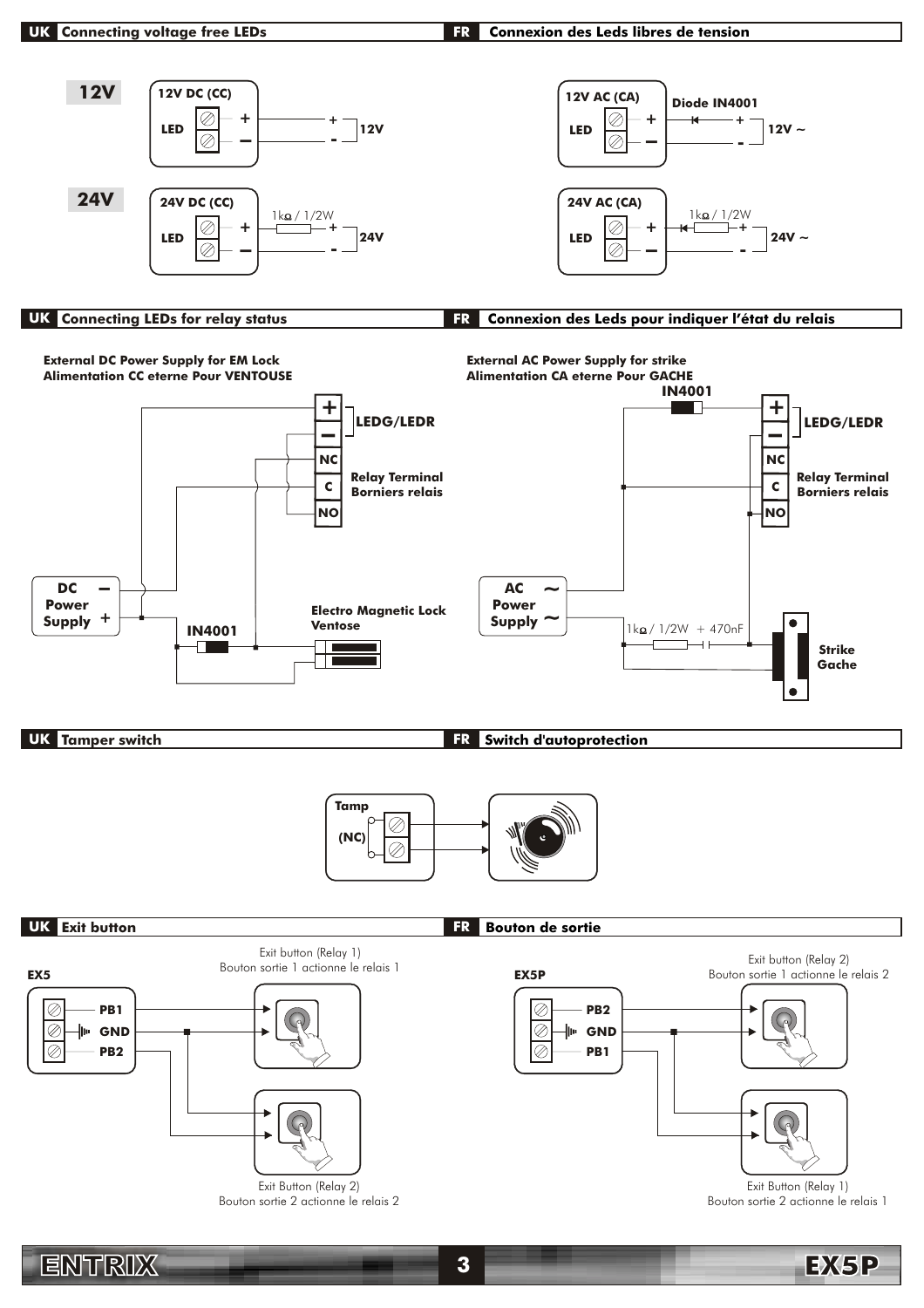## UK Connecting voltage free LEDs

## FR Connexion des Leds libres de tension

**12V**

**12V DC (CC)**

LED + – → + 12V –

**12V AC (CA)**

LED + – — Diode IN4001 — + 12V ~ –

**24V**

**24V DC (CC)**

LED + — 1kΩ / 1/2W — + 24V –

**24V AC (CA)**

LED + — 1kΩ / 1/2W — + 24V ~ –

## UK Connecting LEDs for relay status

## FR Connexion des Leds pour indiquer l'état du relais

**External DC Power Supply for EM Lock**
**Alimentation CC eterne Pour VENTOUSE**

+ – **LEDG/LEDR**

NC C NO **Relay Terminal** **Borniers relais**

**DC Power Supply** – +

**IN4001**

**Electro Magnetic Lock**
**Ventose**

**External AC Power Supply for strike**
**Alimentation CA eterne Pour GACHE**

**IN4001**

+ – **LEDG/LEDR**

NC C NO **Relay Terminal** **Borniers relais**

**AC Power Supply** ~ ~

1kΩ / 1/2W + 470nF

**Strike**
**Gache**

## UK Tamper switch

## FR Switch d'autoprotection

**Tamp (NC)**

## UK Exit button

## FR Bouton de sortie

**EX5**

PB1, GND, PB2

Exit button (Relay 1)
Bouton sortie 1 actionne le relais 1

Exit Button (Relay 2)
Bouton sortie 2 actionne le relais 2

**EX5P**

PB2, GND, PB1

Exit button (Relay 2)
Bouton sortie 1 actionne le relais 2

Exit Button (Relay 1)
Bouton sortie 2 actionne le relais 1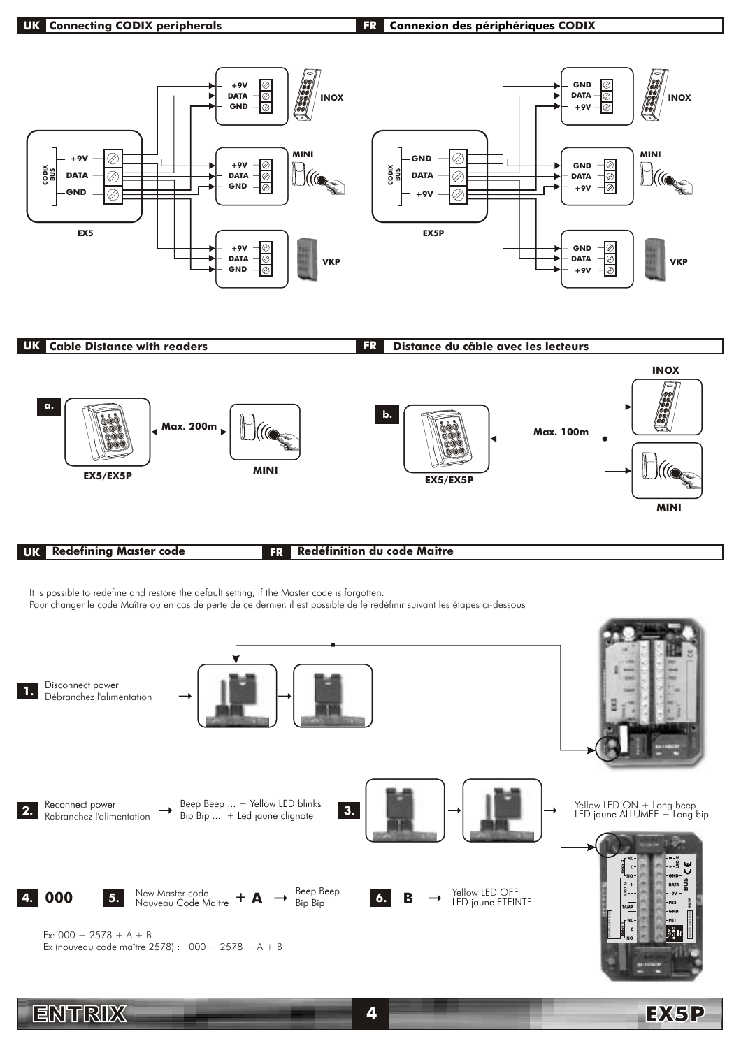## UK Connecting CODIX peripherals

## FR Connexion des périphériques CODIX

EX5 — CODIX BUS: +9V, DATA, GND

INOX: +9V, DATA, GND

MINI: +9V, DATA, GND

VKP: +9V, DATA, GND

EX5P — CODIX BUS: GND, DATA, +9V

INOX: GND, DATA, +9V

MINI: GND, DATA, +9V

VKP: GND, DATA, +9V

## UK Cable Distance with readers

## FR Distance du câble avec les lecteurs

a. EX5/EX5P — Max. 200m — MINI

b. EX5/EX5P — Max. 100m — INOX, MINI

## UK Redefining Master code

## FR Redéfinition du code Maître

It is possible to redefine and restore the default setting, if the Master code is forgotten.
Pour changer le code Maître ou en cas de perte de ce dernier, il est possible de le redéfinir suivant les étapes ci-dessous

**1.** Disconnect power
Débranchez l'alimentation

**2.** Reconnect power
Rebranchez l'alimentation → Beep Beep ... + Yellow LED blinks
Bip Bip ... + Led jaune clignote

**3.** → Yellow LED ON + Long beep
LED jaune ALLUMEE + Long bip

**4.** **000**

**5.** New Master code
Nouveau Code Maitre **+ A** → Beep Beep
Bip Bip

**6.** **B** → Yellow LED OFF
LED jaune ETEINTE

Ex: 000 + 2578 + A + B
Ex (nouveau code maître 2578) : 000 + 2578 + A + B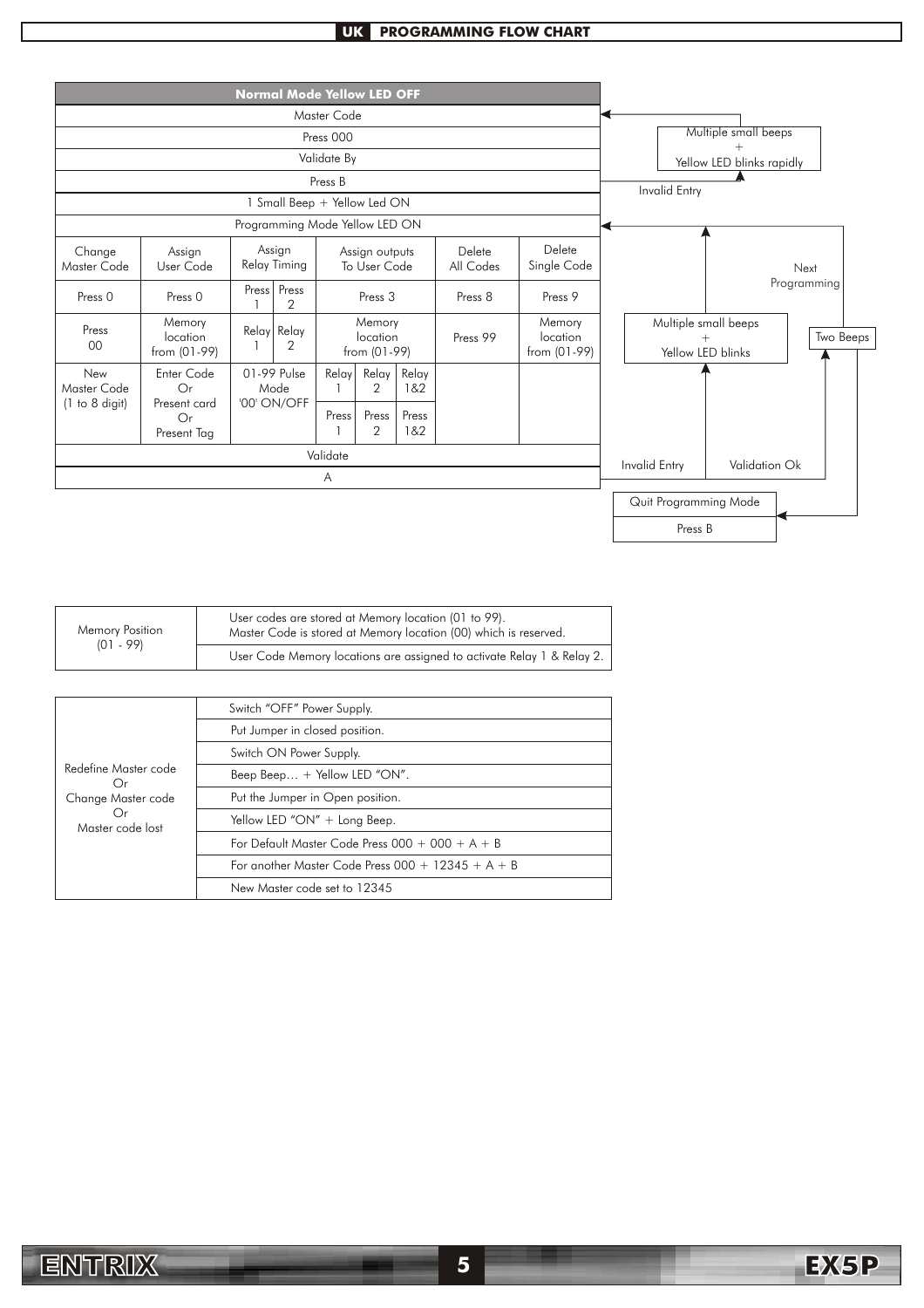## PROGRAMMING FLOW CHART

| Normal Mode Yellow LED OFF | | | | | | | | |
|---|---|---|---|---|---|---|---|---|
| Master Code | | | | | | | | |
| Press 000 | | | | | | | | |
| Validate By | | | | | | | | |
| Press B | | | | | | | | |
| 1 Small Beep + Yellow Led ON | | | | | | | | |
| Programming Mode Yellow LED ON | | | | | | | | |
| Change Master Code | Assign User Code | Assign Relay Timing | | Assign outputs To User Code | | | Delete All Codes | Delete Single Code |
| Press 0 | Press 0 | Press 1 | Press 2 | Press 3 | | | Press 8 | Press 9 |
| Press 00 | Memory location from (01-99) | Relay 1 | Relay 2 | Memory location from (01-99) | | | Press 99 | Memory location from (01-99) |
| New Master Code (1 to 8 digit) | Enter Code Or Present card Or Present Tag | 01-99 Pulse Mode '00' ON/OFF | | Relay 1 | Relay 2 | Relay 1&2 | | |
| | | | | Press 1 | Press 2 | Press 1&2 | | |
| Validate | | | | | | | | |
| A | | | | | | | | |

- Invalid Entry (after Press B) → Multiple small beeps + Yellow LED blinks rapidly → back to Master Code
- After Validate A:
  - Invalid Entry → Multiple small beeps + Yellow LED blinks → back to Programming Mode Yellow LED ON
  - Validation Ok → Two Beeps → Next Programming (back to Programming Mode Yellow LED ON)
- Quit Programming Mode: Press B

| Memory Position (01 - 99) | User codes are stored at Memory location (01 to 99). Master Code is stored at Memory location (00) which is reserved. |
|---|---|
| | User Code Memory locations are assigned to activate Relay 1 & Relay 2. |

| Redefine Master code Or Change Master code Or Master code lost | Switch "OFF" Power Supply. |
|---|---|
| | Put Jumper in closed position. |
| | Switch ON Power Supply. |
| | Beep Beep… + Yellow LED "ON". |
| | Put the Jumper in Open position. |
| | Yellow LED "ON" + Long Beep. |
| | For Default Master Code Press 000 + 000 + A + B |
| | For another Master Code Press 000 + 12345 + A + B |
| | New Master code set to 12345 |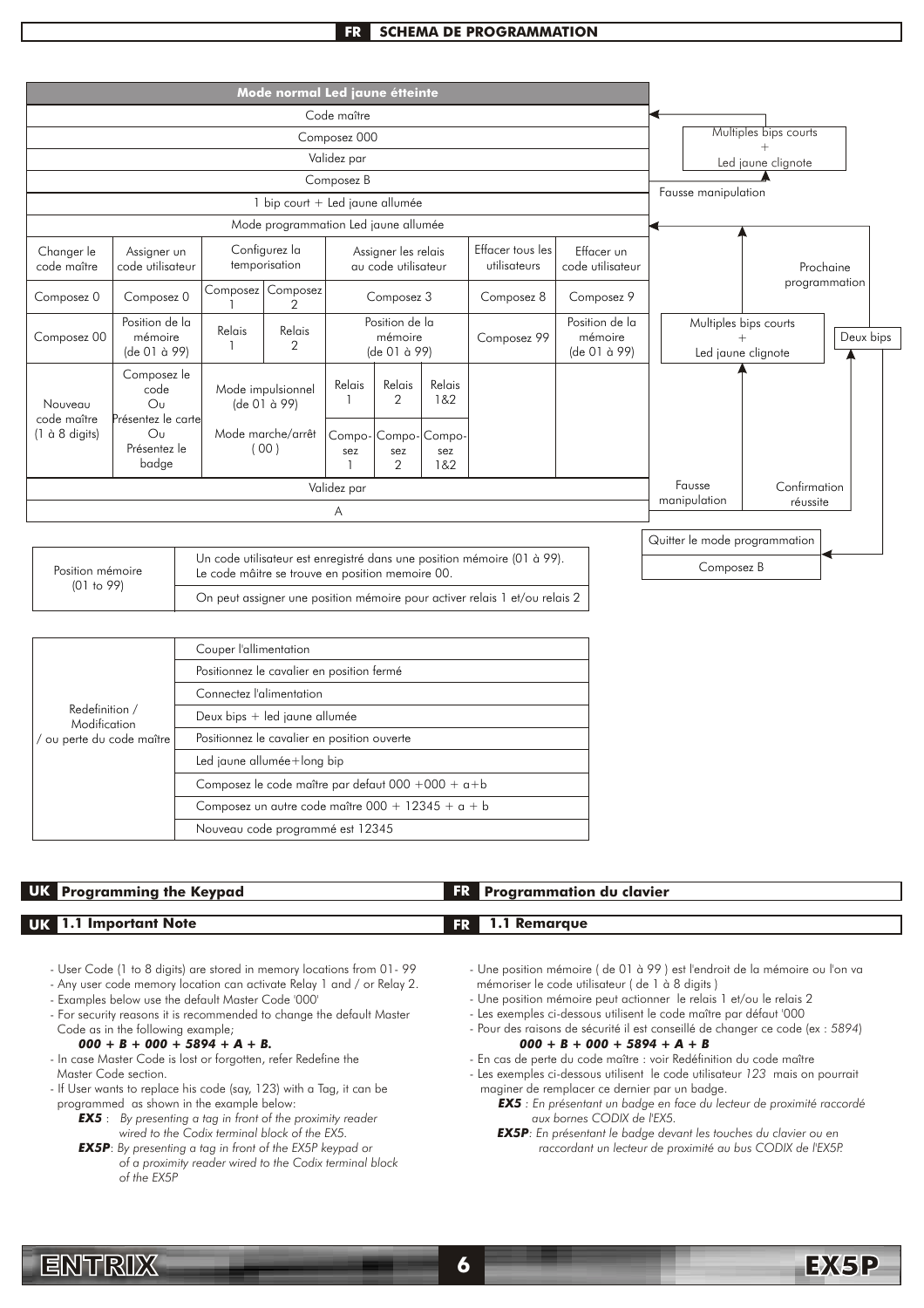## FR SCHEMA DE PROGRAMMATION

| Mode normal Led jaune étteinte | | | | | | | | |
|---|---|---|---|---|---|---|---|---|
| Code maître | | | | | | | | |
| Composez 000 | | | | | | | | |
| Validez par | | | | | | | | |
| Composez B | | | | | | | | |
| 1 bip court + Led jaune allumée | | | | | | | | |
| Mode programmation Led jaune allumée | | | | | | | | |
| Changer le code maître | Assigner un code utilisateur | Configurez la temporisation | | Assigner les relais au code utilisateur | | | Effacer tous les utilisateurs | Effacer un code utilisateur |
| Composez 0 | Composez 0 | Composez 1 | Composez 2 | Composez 3 | | | Composez 8 | Composez 9 |
| Composez 00 | Position de la mémoire (de 01 à 99) | Relais 1 | Relais 2 | Position de la mémoire (de 01 à 99) | | | Composez 99 | Position de la mémoire (de 01 à 99) |
| Nouveau code maître (1 à 8 digits) | Composez le code Ou Présentez la carte Ou Présentez le badge | Mode impulsionnel (de 01 à 99) Mode marche/arrêt ( 00 ) | | Relais 1 / Composez 1 | Relais 2 / Composez 2 | Relais 1&2 / Composez 1&2 | | |
| Validez par | | | | | | | | |
| A | | | | | | | | |

Fausse manipulation → Multiples bips courts + Led jaune clignote → Code maître

Fausse manipulation → Multiples bips courts + Led jaune clignote → Mode programmation Led jaune allumée

Confirmation réussite → Deux bips → Prochaine programmation / Quitter le mode programmation : Composez B

| Position mémoire (01 to 99) | Un code utilisateur est enregistré dans une position mémoire (01 à 99). Le code mâitre se trouve en position memoire 00. |
|---|---|
| | On peut assigner une position mémoire pour activer relais 1 et/ou relais 2 |

| Redefinition / Modification / ou perte du code maître | Couper l'allimentation |
|---|---|
| | Positionnez le cavalier en position fermé |
| | Connectez l'alimentation |
| | Deux bips + led jaune allumée |
| | Positionnez le cavalier en position ouverte |
| | Led jaune allumée+long bip |
| | Composez le code maître par defaut 000 +000 + a+b |
| | Composez un autre code maître 000 + 12345 + a + b |
| | Nouveau code programmé est 12345 |

## UK Programming the Keypad

### UK 1.1 Important Note

- User Code (1 to 8 digits) are stored in memory locations from 01- 99
- Any user code memory location can activate Relay 1 and / or Relay 2.
- Examples below use the default Master Code '000'
- For security reasons it is recommended to change the default Master Code as in the following example;
  ***000 + B + 000 + 5894 + A + B.***
- In case Master Code is lost or forgotten, refer Redefine the Master Code section.
- If User wants to replace his code (say, 123) with a Tag, it can be programmed as shown in the example below:
  ***EX5*** : *By presenting a tag in front of the proximity reader wired to the Codix terminal block of the EX5.*
  ***EX5P***: *By presenting a tag in front of the EX5P keypad or of a proximity reader wired to the Codix terminal block of the EX5P*

## FR Programmation du clavier

### FR 1.1 Remarque

- Une position mémoire ( de 01 à 99 ) est l'endroit de la mémoire ou l'on va mémoriser le code utilisateur ( de 1 à 8 digits )
- Une position mémoire peut actionner le relais 1 et/ou le relais 2
- Les exemples ci-dessous utilisent le code maître par défaut '000
- Pour des raisons de sécurité il est conseillé de changer ce code (ex : *5894*)
  ***000 + B + 000 + 5894 + A + B***
- En cas de perte du code maître : voir Redéfinition du code maître
- Les exemples ci-dessous utilisent le code utilisateur *123* mais on pourrait maginer de remplacer ce dernier par un badge.
  ***EX5*** *: En présentant un badge en face du lecteur de proximité raccordé aux bornes CODIX de l'EX5.*
  ***EX5P****: En présentant le badge devant les touches du clavier ou en raccordant un lecteur de proximité au bus CODIX de l'EX5P.*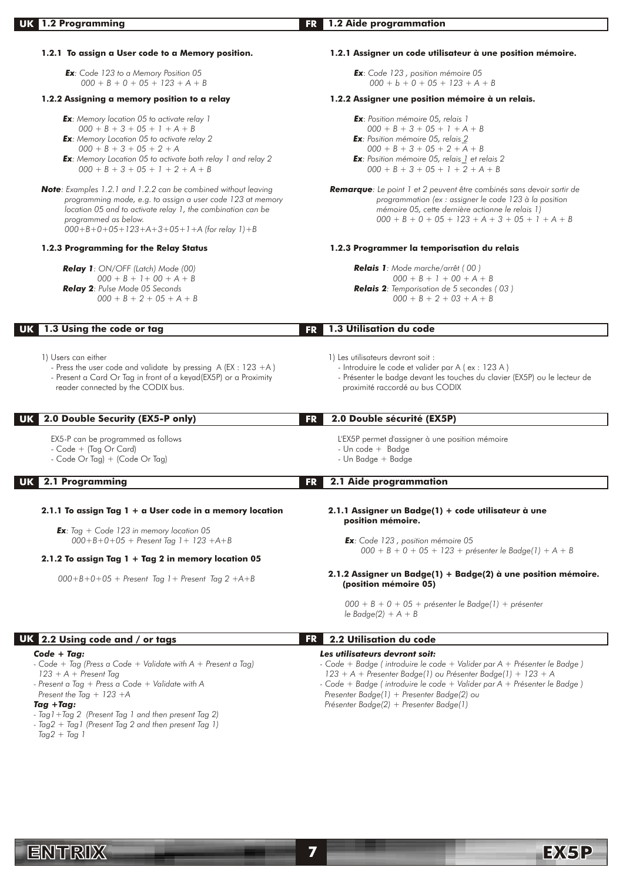## UK 1.2 Programming

**1.2.1 To assign a User code to a Memory position.**

***Ex**: Code 123 to a Memory Position 05*
*000 + B + 0 + 05 + 123 + A + B*

**1.2.2 Assigning a memory position to a relay**

***Ex**: Memory location 05 to activate relay 1*
*000 + B + 3 + 05 + 1 + A + B*
***Ex**: Memory Location 05 to activate relay 2*
*000 + B + 3 + 05 + 2 + A*
***Ex**: Memory Location 05 to activate both relay 1 and relay 2*
*000 + B + 3 + 05 + 1 + 2 + A + B*

***Note**: Examples 1.2.1 and 1.2.2 can be combined without leaving programming mode, e.g. to assign a user code 123 at memory location 05 and to activate relay 1, the combination can be programmed as below.*
*000+B+0+05+123+A+3+05+1+A (for relay 1)+B*

**1.2.3 Programming for the Relay Status**

***Relay 1**: ON/OFF (Latch) Mode (00)*
*000 + B + 1+ 00 + A + B*
***Relay 2**: Pulse Mode 05 Seconds*
*000 + B + 2 + 05 + A + B*

## FR 1.2 Aide programmation

**1.2.1 Assigner un code utilisateur à une position mémoire.**

***Ex**: Code 123 , position mémoire 05*
*000 + b + 0 + 05 + 123 + A + B*

**1.2.2 Assigner une position mémoire à un relais.**

***Ex**: Position mémoire 05, relais 1*
*000 + B + 3 + 05 + 1 + A + B*
***Ex**: Position mémoire 05, relais 2*
*000 + B + 3 + 05 + 2 + A + B*
***Ex**: Position mémoire 05, relais 1 et relais 2*
*000 + B + 3 + 05 + 1 + 2 + A + B*

***Remarque**: Le point 1 et 2 peuvent être combinés sans devoir sortir de programmation (ex : assigner le code 123 à la position mémoire 05, cette dernière actionne le relais 1)*
*000 + B + 0 + 05 + 123 + A + 3 + 05 + 1 + A + B*

**1.2.3 Programmer la temporisation du relais**

***Relais 1**: Mode marche/arrêt ( 00 )*
*000 + B + 1 + 00 + A + B*
***Relais 2**: Temporisation de 5 secondes ( 03 )*
*000 + B + 2 + 03 + A + B*

## UK 1.3 Using the code or tag

1) Users can either
- Press the user code and validate by pressing A (EX : 123 +A )
- Present a Card Or Tag in front of a keyad(EX5P) or a Proximity reader connected by the CODIX bus.

## FR 1.3 Utilisation du code

1) Les utilisateurs devront soit :
- Introduire le code et valider par A ( ex : 123 A )
- Présenter le badge devant les touches du clavier (EX5P) ou le lecteur de proximité raccordé au bus CODIX

## UK 2.0 Double Security (EX5-P only)

EX5-P can be programmed as follows
- Code + (Tag Or Card)
- Code Or Tag) + (Code Or Tag)

## FR 2.0 Double sécurité (EX5P)

L'EX5P permet d'assigner à une position mémoire
- Un code + Badge
- Un Badge + Badge

## UK 2.1 Programming

**2.1.1 To assign Tag 1 + a User code in a memory location**

***Ex**: Tag + Code 123 in memory location 05*
*000+B+0+05 + Present Tag 1+ 123 +A+B*

**2.1.2 To assign Tag 1 + Tag 2 in memory location 05**

*000+B+0+05 + Present Tag 1+ Present Tag 2 +A+B*

## FR 2.1 Aide programmation

**2.1.1 Assigner un Badge(1) + code utilisateur à une position mémoire.**

***Ex**: Code 123 , position mémoire 05*
*000 + B + 0 + 05 + 123 + présenter le Badge(1) + A + B*

**2.1.2 Assigner un Badge(1) + Badge(2) à une position mémoire. (position mémoire 05)**

*000 + B + 0 + 05 + présenter le Badge(1) + présenter le Badge(2) + A + B*

## UK 2.2 Using code and / or tags

***Code + Tag:***
- *Code + Tag (Press a Code + Validate with A + Present a Tag)*
  *123 + A + Present Tag*
- *Present a Tag + Press a Code + Validate with A*
  *Present the Tag + 123 +A*

***Tag +Tag:***
- *Tag1+Tag 2 (Present Tag 1 and then present Tag 2)*
- *Tag2 + Tag1 (Present Tag 2 and then present Tag 1)*
  *Tag2 + Tag 1*

## FR 2.2 Utilisation du code

***Les utilisateurs devront soit:***
- *Code + Badge ( introduire le code + Valider par A + Présenter le Badge )*
  *123 + A + Presenter Badge(1) ou Présenter Badge(1) + 123 + A*
- *Code + Badge ( introduire le code + Valider par A + Présenter le Badge )*
  *Presenter Badge(1) + Presenter Badge(2) ou*
  *Présenter Badge(2) + Presenter Badge(1)*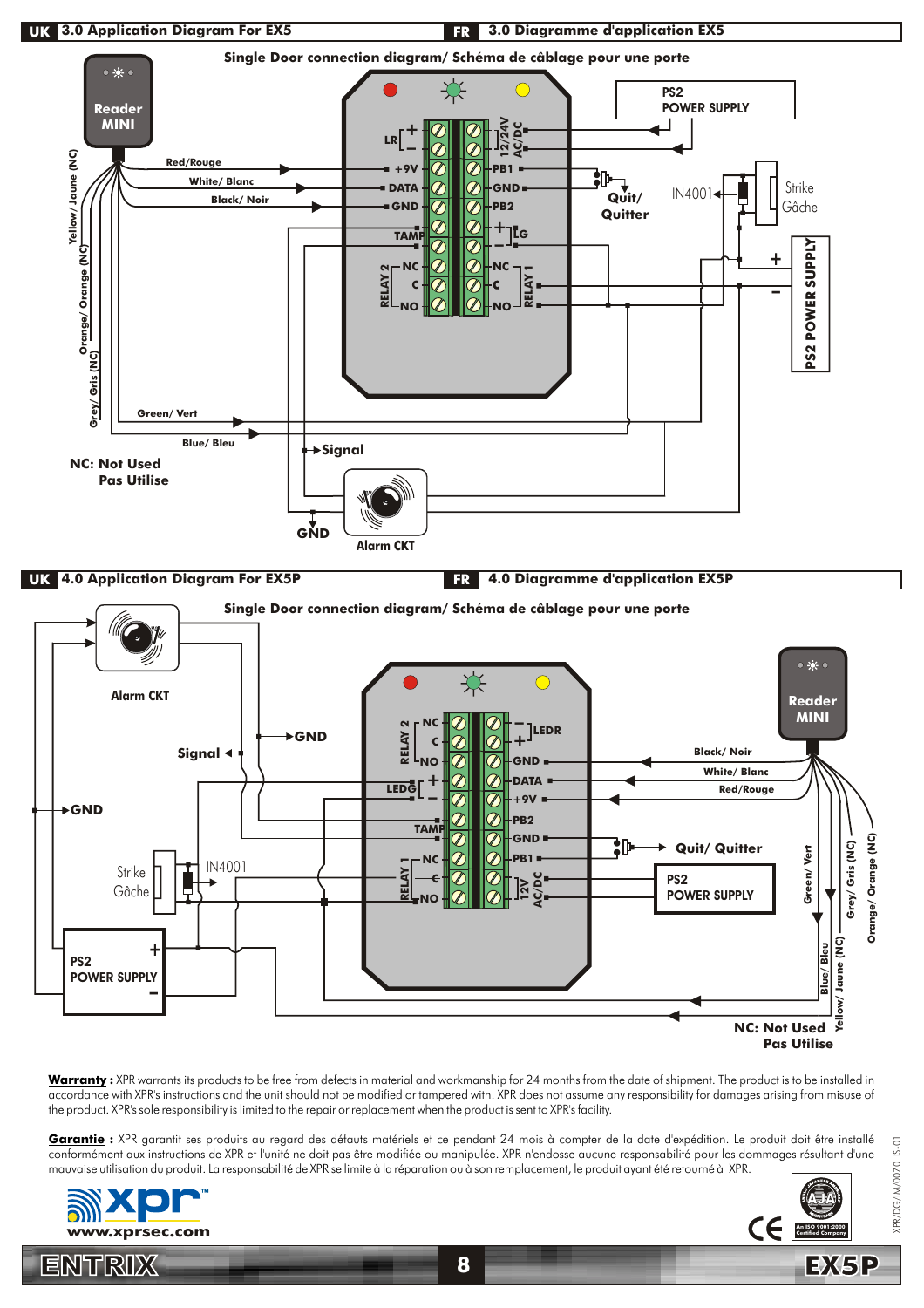## UK 3.0 Application Diagram For EX5 — FR 3.0 Diagramme d'application EX5

Single Door connection diagram/ Schéma de câblage pour une porte

Reader MINI

Red/Rouge

White/ Blanc

Black/ Noir

Yellow/ Jaune (NC)

Orange/ Orange (NC)

Grey/ Gris (NC)

Green/ Vert

Blue/ Bleu

LR + −

+9V

DATA

GND

TAMP

RELAY 2 NC C NO

12/24V AC/DC

PB1

GND

PB2

+ − LG

RELAY 1 NC C NO

PS2 POWER SUPPLY

Quit/ Quitter

IN4001

Strike Gâche

PS2 POWER SUPPLY + −

Signal

NC: Not Used
Pas Utilise

GND

Alarm CKT

## UK 4.0 Application Diagram For EX5P — FR 4.0 Diagramme d'application EX5P

Single Door connection diagram/ Schéma de câblage pour une porte

Alarm CKT

Signal

GND

GND

RELAY 2 NC C NO

LEDG + −

TAMP

RELAY 1 NC C NO

− + LEDR

GND

DATA

+9V

PB2

GND

PB1

12V AC/DC

Reader MINI

Black/ Noir

White/ Blanc

Red/Rouge

Quit/ Quitter

PS2 POWER SUPPLY

Strike Gâche

IN4001

PS2 POWER SUPPLY + −

Green/ Vert

Grey/ Gris (NC)

Orange/ Orange (NC)

Blue/ Bleu

Yellow/ Jaune (NC)

NC: Not Used
Pas Utilise

**Warranty :** XPR warrants its products to be free from defects in material and workmanship for 24 months from the date of shipment. The product is to be installed in accordance with XPR's instructions and the unit should not be modified or tampered with. XPR does not assume any responsibility for damages arising from misuse of the product. XPR's sole responsibility is limited to the repair or replacement when the product is sent to XPR's facility.

**Garantie :** XPR garantit ses produits au regard des défauts matériels et ce pendant 24 mois à compter de la date d'expédition. Le produit doit être installé conformément aux instructions de XPR et l'unité ne doit pas être modifiée ou manipulée. XPR n'endosse aucune responsabilité pour les dommages résultant d'une mauvaise utilisation du produit. La responsabilité de XPR se limite à la réparation ou à son remplacement, le produit ayant été retourné à XPR.

xpr™ www.xprsec.com

CE — AJA An ISO 9001:2000 Certified Company

XPR/DG/IM/0070 15-01

ENTRIX — EX5P